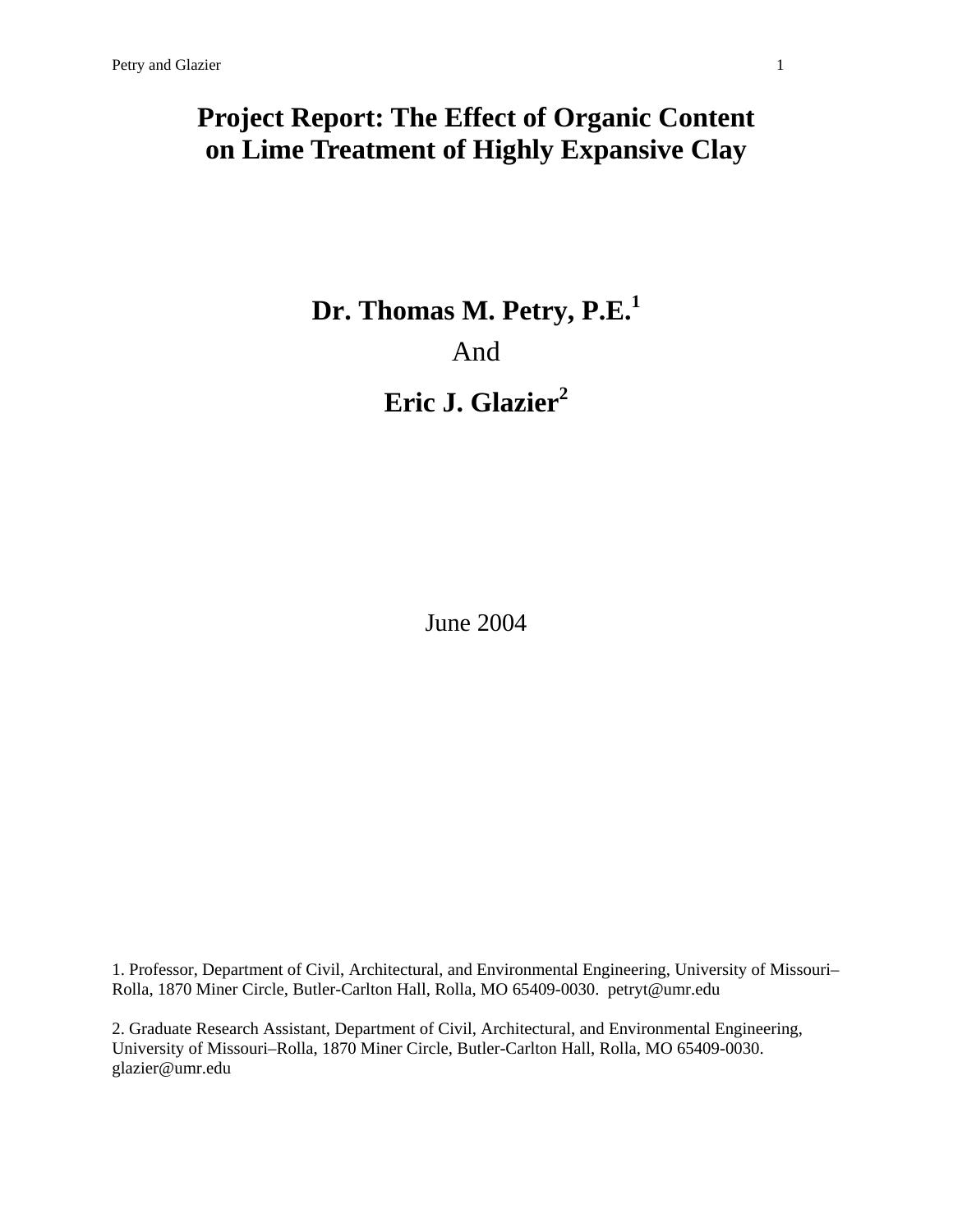# Project Report: The Effect of Organic Content on Lime Treatment of Highly Expansive Clay

**Dr. Thomas M. Petry, P.E.[1]**

And

**Eric J. Glazier[2]**

June 2004

1. Professor, Department of Civil, Architectural, and Environmental Engineering, University of Missouri–Rolla, 1870 Miner Circle, Butler-Carlton Hall, Rolla, MO 65409-0030. petryt@umr.edu

2. Graduate Research Assistant, Department of Civil, Architectural, and Environmental Engineering, University of Missouri–Rolla, 1870 Miner Circle, Butler-Carlton Hall, Rolla, MO 65409-0030. glazier@umr.edu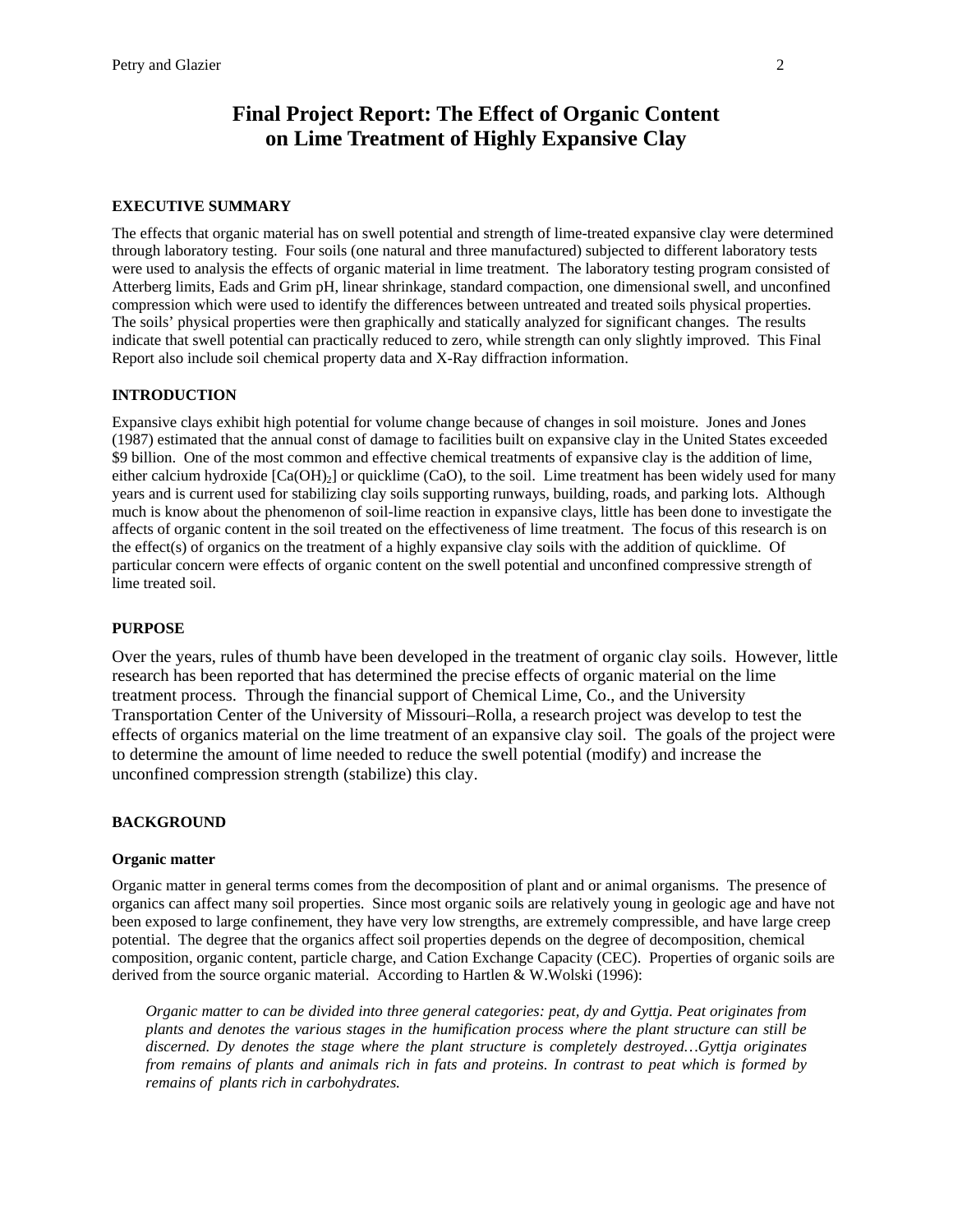# Final Project Report: The Effect of Organic Content on Lime Treatment of Highly Expansive Clay

## EXECUTIVE SUMMARY

The effects that organic material has on swell potential and strength of lime-treated expansive clay were determined through laboratory testing. Four soils (one natural and three manufactured) subjected to different laboratory tests were used to analysis the effects of organic material in lime treatment. The laboratory testing program consisted of Atterberg limits, Eads and Grim pH, linear shrinkage, standard compaction, one dimensional swell, and unconfined compression which were used to identify the differences between untreated and treated soils physical properties. The soils' physical properties were then graphically and statically analyzed for significant changes. The results indicate that swell potential can practically reduced to zero, while strength can only slightly improved. This Final Report also include soil chemical property data and X-Ray diffraction information.

## INTRODUCTION

Expansive clays exhibit high potential for volume change because of changes in soil moisture. Jones and Jones (1987) estimated that the annual const of damage to facilities built on expansive clay in the United States exceeded $9 billion. One of the most common and effective chemical treatments of expansive clay is the addition of lime, either calcium hydroxide [$Ca(OH)_2$] or quicklime ($CaO$), to the soil. Lime treatment has been widely used for many years and is current used for stabilizing clay soils supporting runways, building, roads, and parking lots. Although much is know about the phenomenon of soil-lime reaction in expansive clays, little has been done to investigate the affects of organic content in the soil treated on the effectiveness of lime treatment. The focus of this research is on the effect(s) of organics on the treatment of a highly expansive clay soils with the addition of quicklime. Of particular concern were effects of organic content on the swell potential and unconfined compressive strength of lime treated soil.

## PURPOSE

Over the years, rules of thumb have been developed in the treatment of organic clay soils. However, little research has been reported that has determined the precise effects of organic material on the lime treatment process. Through the financial support of Chemical Lime, Co., and the University Transportation Center of the University of Missouri–Rolla, a research project was develop to test the effects of organics material on the lime treatment of an expansive clay soil. The goals of the project were to determine the amount of lime needed to reduce the swell potential (modify) and increase the unconfined compression strength (stabilize) this clay.

## BACKGROUND

### Organic matter

Organic matter in general terms comes from the decomposition of plant and or animal organisms. The presence of organics can affect many soil properties. Since most organic soils are relatively young in geologic age and have not been exposed to large confinement, they have very low strengths, are extremely compressible, and have large creep potential. The degree that the organics affect soil properties depends on the degree of decomposition, chemical composition, organic content, particle charge, and Cation Exchange Capacity (CEC). Properties of organic soils are derived from the source organic material. According to Hartlen & W.Wolski (1996):

> *Organic matter to can be divided into three general categories: peat, dy and Gyttja. Peat originates from plants and denotes the various stages in the humification process where the plant structure can still be discerned. Dy denotes the stage where the plant structure is completely destroyed…Gyttja originates from remains of plants and animals rich in fats and proteins. In contrast to peat which is formed by remains of plants rich in carbohydrates.*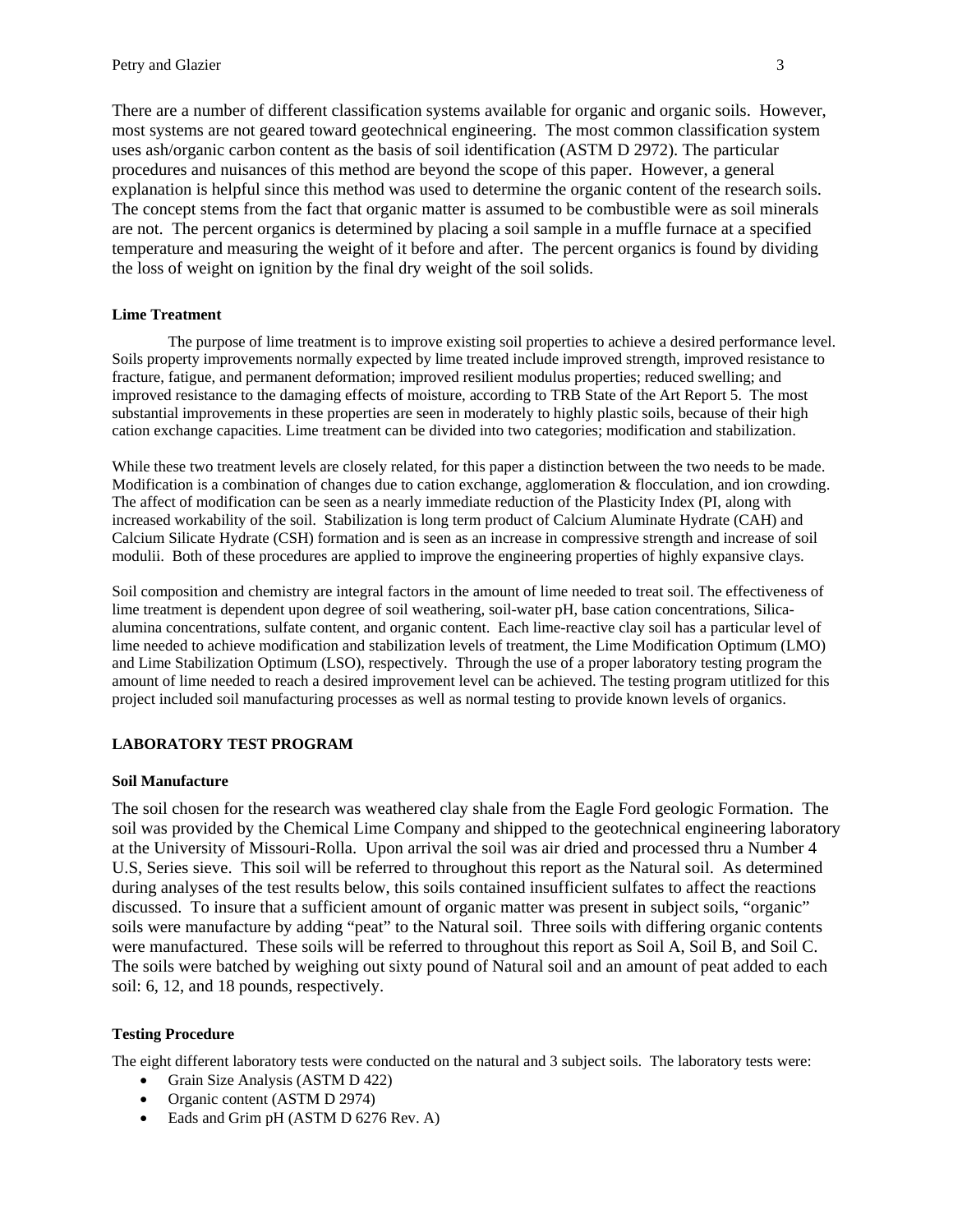There are a number of different classification systems available for organic and organic soils. However, most systems are not geared toward geotechnical engineering. The most common classification system uses ash/organic carbon content as the basis of soil identification (ASTM D 2972). The particular procedures and nuisances of this method are beyond the scope of this paper. However, a general explanation is helpful since this method was used to determine the organic content of the research soils. The concept stems from the fact that organic matter is assumed to be combustible were as soil minerals are not. The percent organics is determined by placing a soil sample in a muffle furnace at a specified temperature and measuring the weight of it before and after. The percent organics is found by dividing the loss of weight on ignition by the final dry weight of the soil solids.

### Lime Treatment

The purpose of lime treatment is to improve existing soil properties to achieve a desired performance level. Soils property improvements normally expected by lime treated include improved strength, improved resistance to fracture, fatigue, and permanent deformation; improved resilient modulus properties; reduced swelling; and improved resistance to the damaging effects of moisture, according to TRB State of the Art Report 5. The most substantial improvements in these properties are seen in moderately to highly plastic soils, because of their high cation exchange capacities. Lime treatment can be divided into two categories; modification and stabilization.

While these two treatment levels are closely related, for this paper a distinction between the two needs to be made. Modification is a combination of changes due to cation exchange, agglomeration & flocculation, and ion crowding. The affect of modification can be seen as a nearly immediate reduction of the Plasticity Index (PI, along with increased workability of the soil. Stabilization is long term product of Calcium Aluminate Hydrate (CAH) and Calcium Silicate Hydrate (CSH) formation and is seen as an increase in compressive strength and increase of soil modulii. Both of these procedures are applied to improve the engineering properties of highly expansive clays.

Soil composition and chemistry are integral factors in the amount of lime needed to treat soil. The effectiveness of lime treatment is dependent upon degree of soil weathering, soil-water pH, base cation concentrations, Silica-alumina concentrations, sulfate content, and organic content. Each lime-reactive clay soil has a particular level of lime needed to achieve modification and stabilization levels of treatment, the Lime Modification Optimum (LMO) and Lime Stabilization Optimum (LSO), respectively. Through the use of a proper laboratory testing program the amount of lime needed to reach a desired improvement level can be achieved. The testing program utitlized for this project included soil manufacturing processes as well as normal testing to provide known levels of organics.

## LABORATORY TEST PROGRAM

### Soil Manufacture

The soil chosen for the research was weathered clay shale from the Eagle Ford geologic Formation. The soil was provided by the Chemical Lime Company and shipped to the geotechnical engineering laboratory at the University of Missouri-Rolla. Upon arrival the soil was air dried and processed thru a Number 4 U.S, Series sieve. This soil will be referred to throughout this report as the Natural soil. As determined during analyses of the test results below, this soils contained insufficient sulfates to affect the reactions discussed. To insure that a sufficient amount of organic matter was present in subject soils, "organic" soils were manufacture by adding "peat" to the Natural soil. Three soils with differing organic contents were manufactured. These soils will be referred to throughout this report as Soil A, Soil B, and Soil C. The soils were batched by weighing out sixty pound of Natural soil and an amount of peat added to each soil: 6, 12, and 18 pounds, respectively.

### Testing Procedure

The eight different laboratory tests were conducted on the natural and 3 subject soils. The laboratory tests were:

- Grain Size Analysis (ASTM D 422)
- Organic content (ASTM D 2974)
- Eads and Grim pH (ASTM D 6276 Rev. A)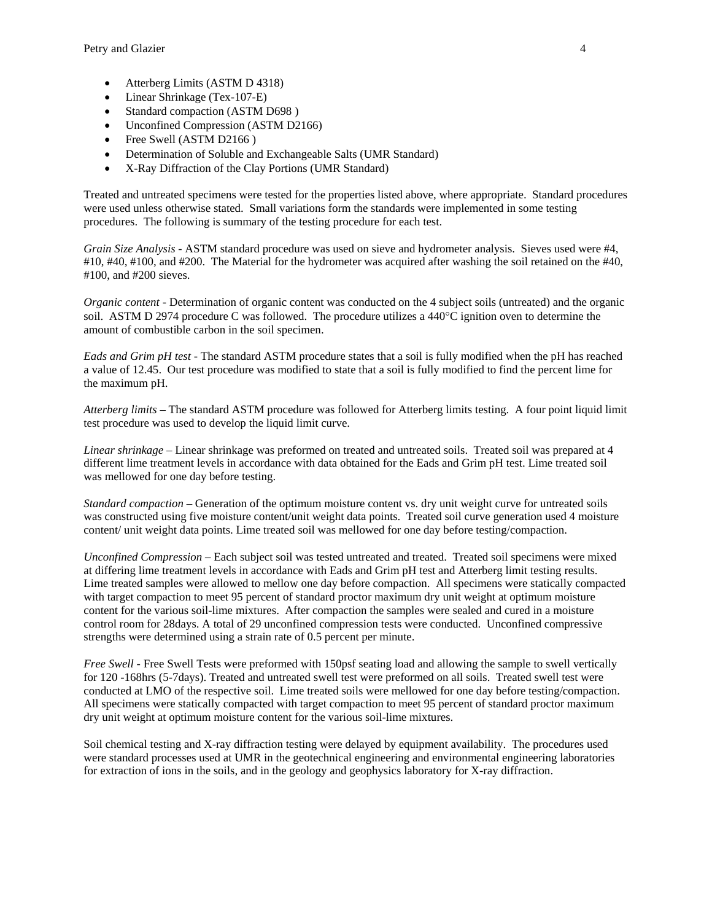- Atterberg Limits (ASTM D 4318)
- Linear Shrinkage (Tex-107-E)
- Standard compaction (ASTM D698 )
- Unconfined Compression (ASTM D2166)
- Free Swell (ASTM D2166 )
- Determination of Soluble and Exchangeable Salts (UMR Standard)
- X-Ray Diffraction of the Clay Portions (UMR Standard)

Treated and untreated specimens were tested for the properties listed above, where appropriate. Standard procedures were used unless otherwise stated. Small variations form the standards were implemented in some testing procedures. The following is summary of the testing procedure for each test.

*Grain Size Analysis* - ASTM standard procedure was used on sieve and hydrometer analysis. Sieves used were #4, #10, #40, #100, and #200. The Material for the hydrometer was acquired after washing the soil retained on the #40, #100, and #200 sieves.

*Organic content* - Determination of organic content was conducted on the 4 subject soils (untreated) and the organic soil. ASTM D 2974 procedure C was followed. The procedure utilizes a 440°C ignition oven to determine the amount of combustible carbon in the soil specimen.

*Eads and Grim pH test* - The standard ASTM procedure states that a soil is fully modified when the pH has reached a value of 12.45. Our test procedure was modified to state that a soil is fully modified to find the percent lime for the maximum pH.

*Atterberg limits* – The standard ASTM procedure was followed for Atterberg limits testing. A four point liquid limit test procedure was used to develop the liquid limit curve.

*Linear shrinkage* – Linear shrinkage was preformed on treated and untreated soils. Treated soil was prepared at 4 different lime treatment levels in accordance with data obtained for the Eads and Grim pH test. Lime treated soil was mellowed for one day before testing.

*Standard compaction* – Generation of the optimum moisture content vs. dry unit weight curve for untreated soils was constructed using five moisture content/unit weight data points. Treated soil curve generation used 4 moisture content/ unit weight data points. Lime treated soil was mellowed for one day before testing/compaction.

*Unconfined Compression* – Each subject soil was tested untreated and treated. Treated soil specimens were mixed at differing lime treatment levels in accordance with Eads and Grim pH test and Atterberg limit testing results. Lime treated samples were allowed to mellow one day before compaction. All specimens were statically compacted with target compaction to meet 95 percent of standard proctor maximum dry unit weight at optimum moisture content for the various soil-lime mixtures. After compaction the samples were sealed and cured in a moisture control room for 28days. A total of 29 unconfined compression tests were conducted. Unconfined compressive strengths were determined using a strain rate of 0.5 percent per minute.

*Free Swell* - Free Swell Tests were preformed with 150psf seating load and allowing the sample to swell vertically for 120 -168hrs (5-7days). Treated and untreated swell test were preformed on all soils. Treated swell test were conducted at LMO of the respective soil. Lime treated soils were mellowed for one day before testing/compaction. All specimens were statically compacted with target compaction to meet 95 percent of standard proctor maximum dry unit weight at optimum moisture content for the various soil-lime mixtures.

Soil chemical testing and X-ray diffraction testing were delayed by equipment availability. The procedures used were standard processes used at UMR in the geotechnical engineering and environmental engineering laboratories for extraction of ions in the soils, and in the geology and geophysics laboratory for X-ray diffraction.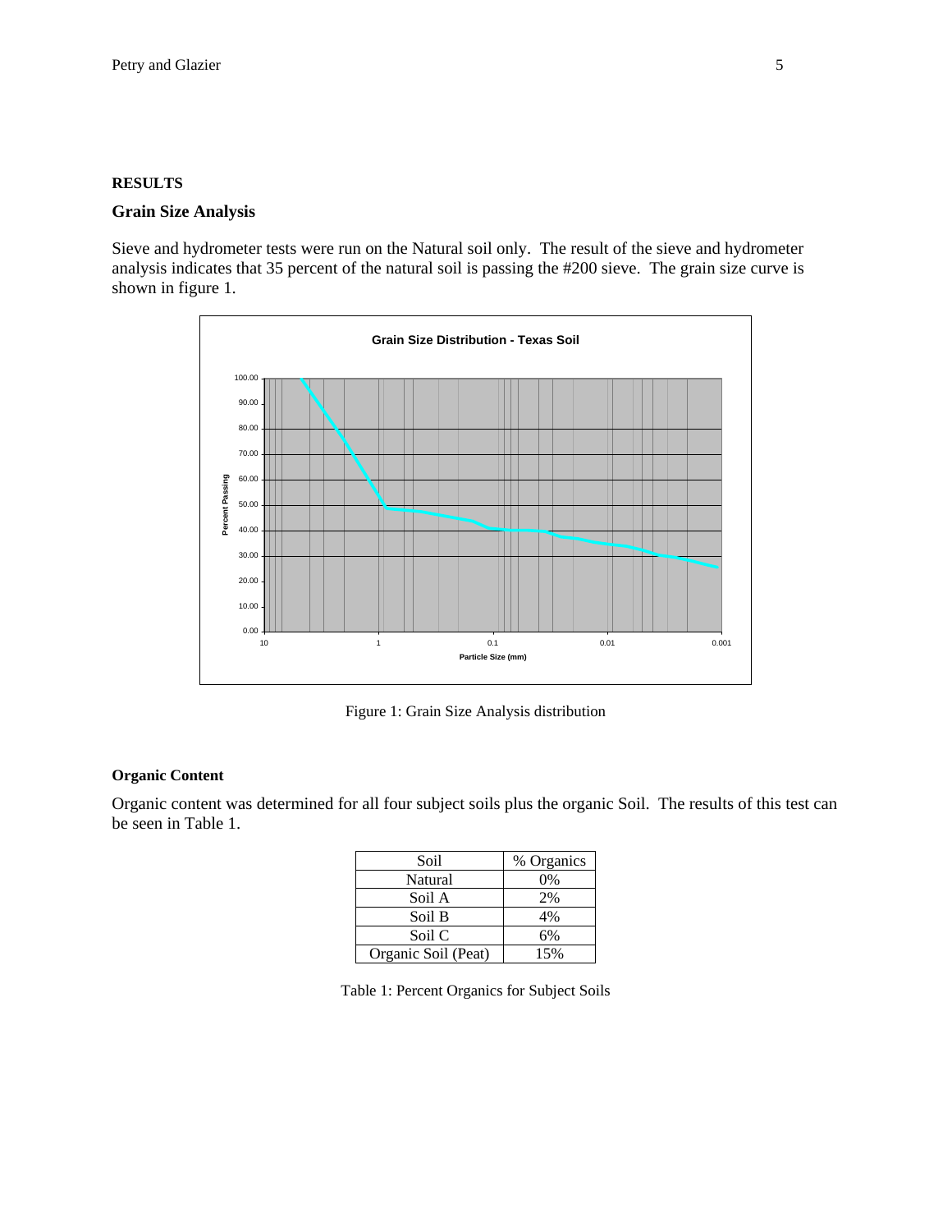## RESULTS

### Grain Size Analysis

Sieve and hydrometer tests were run on the Natural soil only. The result of the sieve and hydrometer analysis indicates that 35 percent of the natural soil is passing the #200 sieve. The grain size curve is shown in figure 1.

Figure 1: Grain Size Analysis distribution

#### Organic Content

Organic content was determined for all four subject soils plus the organic Soil. The results of this test can be seen in Table 1.

| Soil | % Organics |
|---|---|
| Natural | 0% |
| Soil A | 2% |
| Soil B | 4% |
| Soil C | 6% |
| Organic Soil (Peat) | 15% |

Table 1: Percent Organics for Subject Soils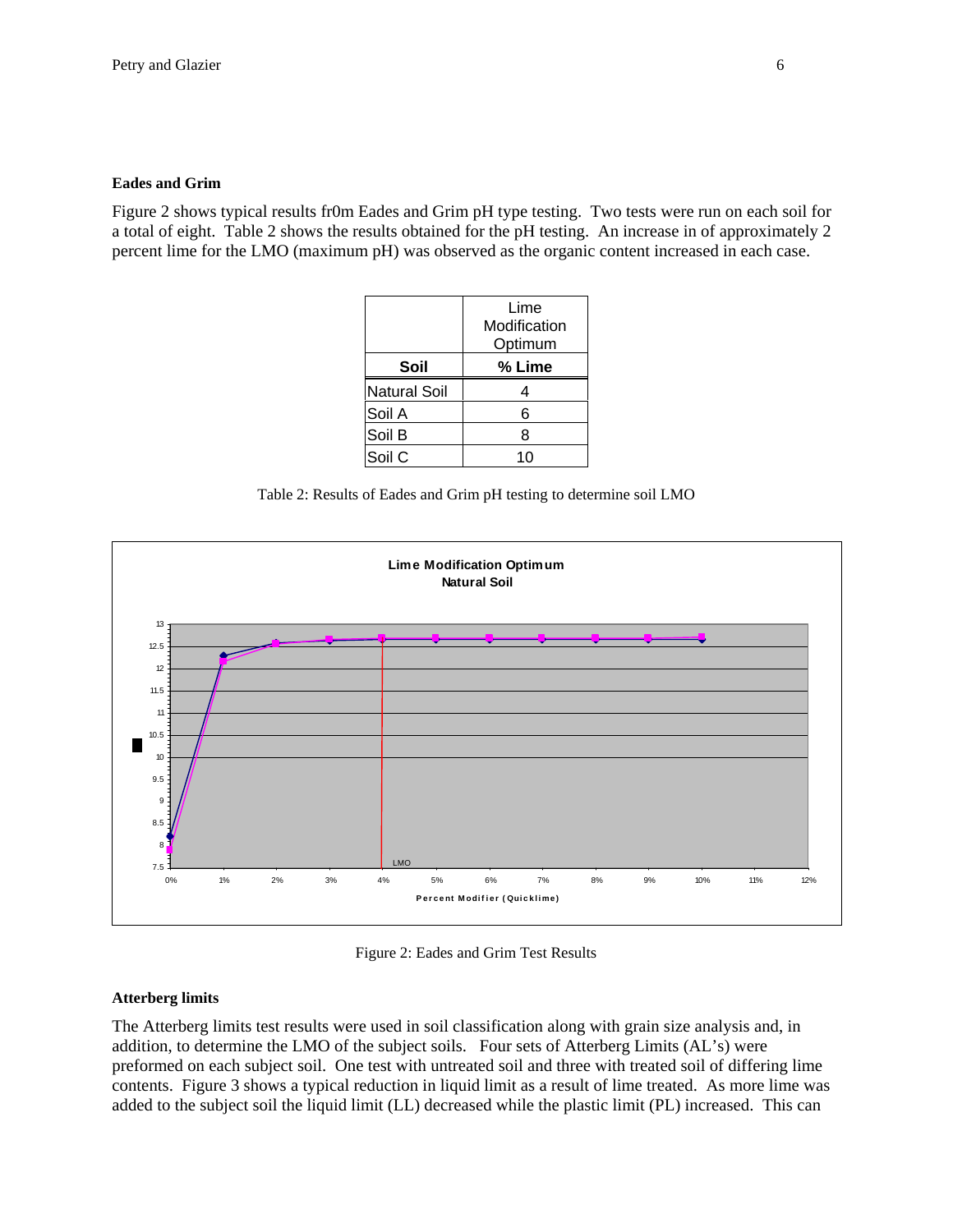**Eades and Grim**

Figure 2 shows typical results fr0m Eades and Grim pH type testing. Two tests were run on each soil for a total of eight. Table 2 shows the results obtained for the pH testing. An increase in of approximately 2 percent lime for the LMO (maximum pH) was observed as the organic content increased in each case.

| Soil | Lime Modification Optimum<br>% Lime |
|---|---|
| Natural Soil | 4 |
| Soil A | 6 |
| Soil B | 8 |
| Soil C | 10 |

Table 2: Results of Eades and Grim pH testing to determine soil LMO

Figure 2: Eades and Grim Test Results

**Atterberg limits**

The Atterberg limits test results were used in soil classification along with grain size analysis and, in addition, to determine the LMO of the subject soils. Four sets of Atterberg Limits (AL's) were preformed on each subject soil. One test with untreated soil and three with treated soil of differing lime contents. Figure 3 shows a typical reduction in liquid limit as a result of lime treated. As more lime was added to the subject soil the liquid limit (LL) decreased while the plastic limit (PL) increased. This can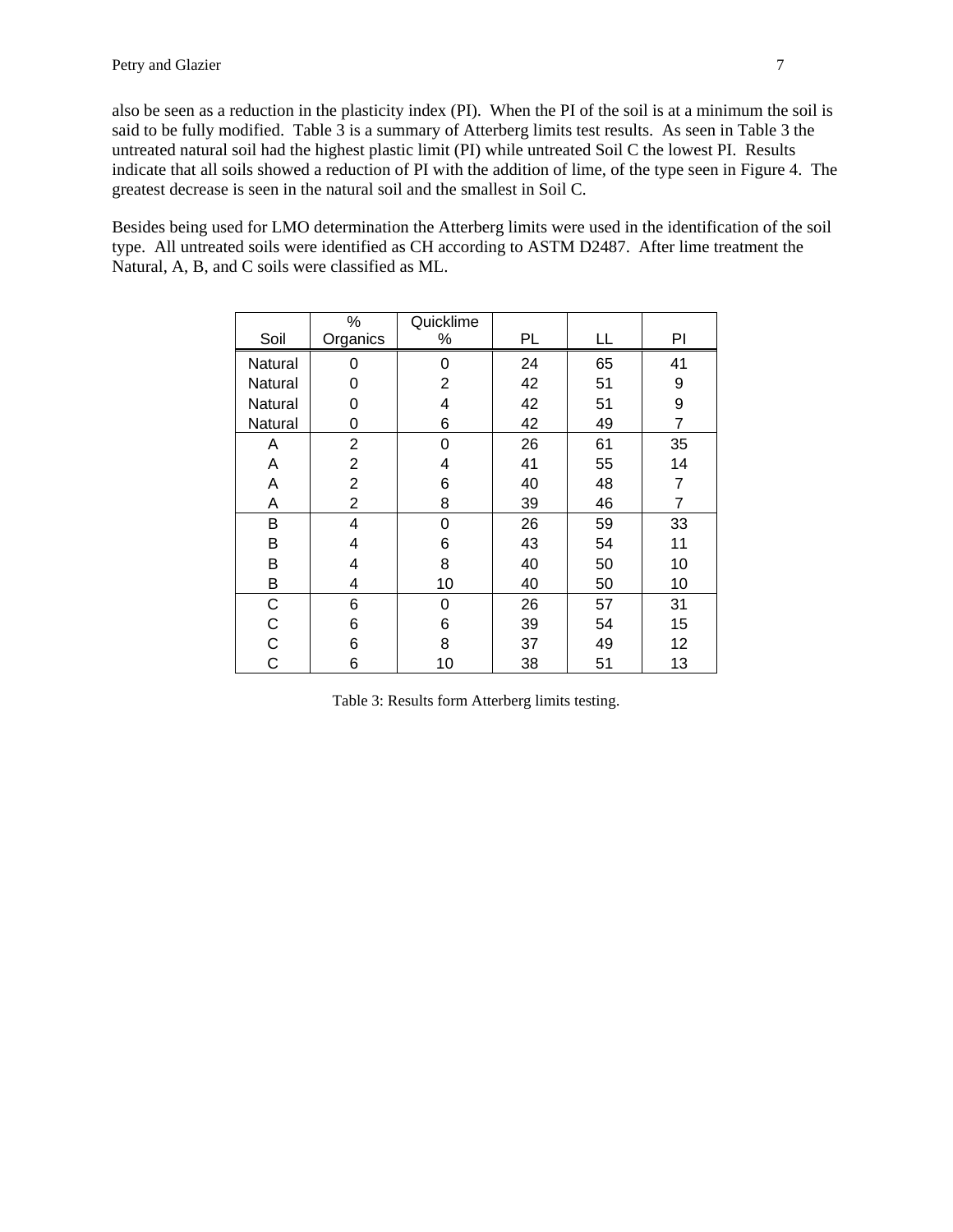also be seen as a reduction in the plasticity index (PI). When the PI of the soil is at a minimum the soil is said to be fully modified. Table 3 is a summary of Atterberg limits test results. As seen in Table 3 the untreated natural soil had the highest plastic limit (PI) while untreated Soil C the lowest PI. Results indicate that all soils showed a reduction of PI with the addition of lime, of the type seen in Figure 4. The greatest decrease is seen in the natural soil and the smallest in Soil C.

Besides being used for LMO determination the Atterberg limits were used in the identification of the soil type. All untreated soils were identified as CH according to ASTM D2487. After lime treatment the Natural, A, B, and C soils were classified as ML.

| Soil | % Organics | Quicklime % | PL | LL | PI |
|---|---|---|---|---|---|
| Natural | 0 | 0 | 24 | 65 | 41 |
| Natural | 0 | 2 | 42 | 51 | 9 |
| Natural | 0 | 4 | 42 | 51 | 9 |
| Natural | 0 | 6 | 42 | 49 | 7 |
| A | 2 | 0 | 26 | 61 | 35 |
| A | 2 | 4 | 41 | 55 | 14 |
| A | 2 | 6 | 40 | 48 | 7 |
| A | 2 | 8 | 39 | 46 | 7 |
| B | 4 | 0 | 26 | 59 | 33 |
| B | 4 | 6 | 43 | 54 | 11 |
| B | 4 | 8 | 40 | 50 | 10 |
| B | 4 | 10 | 40 | 50 | 10 |
| C | 6 | 0 | 26 | 57 | 31 |
| C | 6 | 6 | 39 | 54 | 15 |
| C | 6 | 8 | 37 | 49 | 12 |
| C | 6 | 10 | 38 | 51 | 13 |

Table 3: Results form Atterberg limits testing.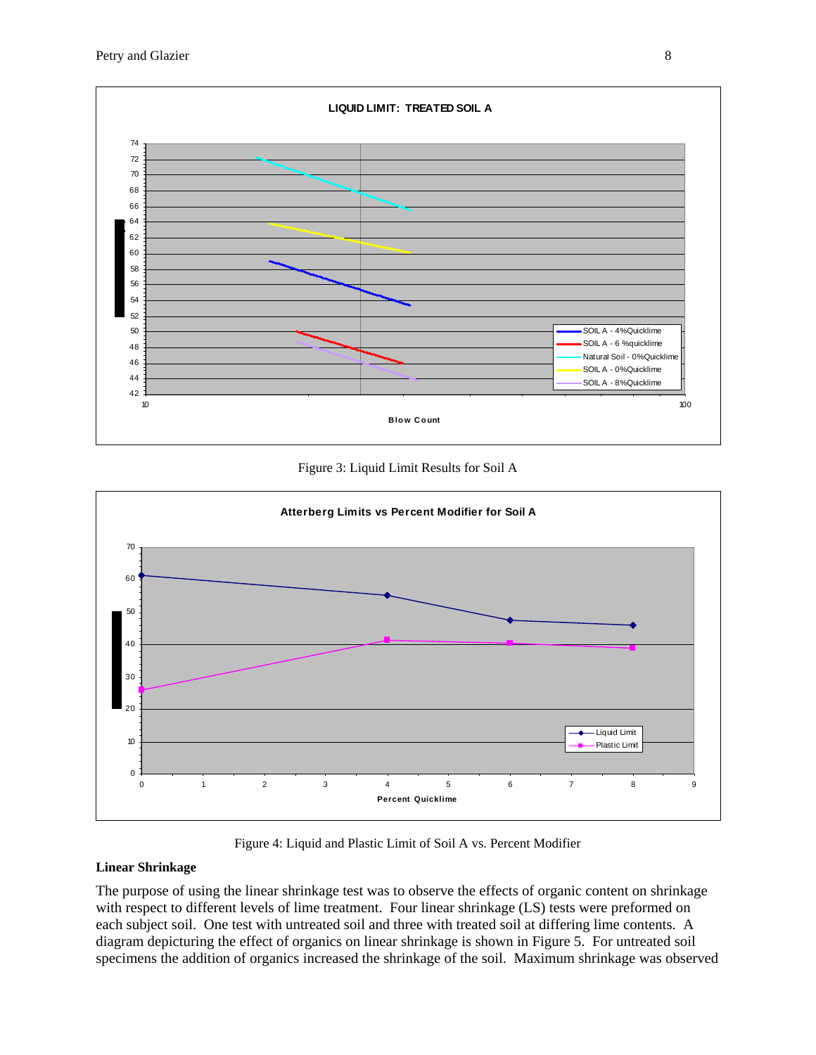Figure 3: Liquid Limit Results for Soil A

Figure 4: Liquid and Plastic Limit of Soil A vs. Percent Modifier

**Linear Shrinkage**

The purpose of using the linear shrinkage test was to observe the effects of organic content on shrinkage with respect to different levels of lime treatment. Four linear shrinkage (LS) tests were preformed on each subject soil. One test with untreated soil and three with treated soil at differing lime contents. A diagram depicturing the effect of organics on linear shrinkage is shown in Figure 5. For untreated soil specimens the addition of organics increased the shrinkage of the soil. Maximum shrinkage was observed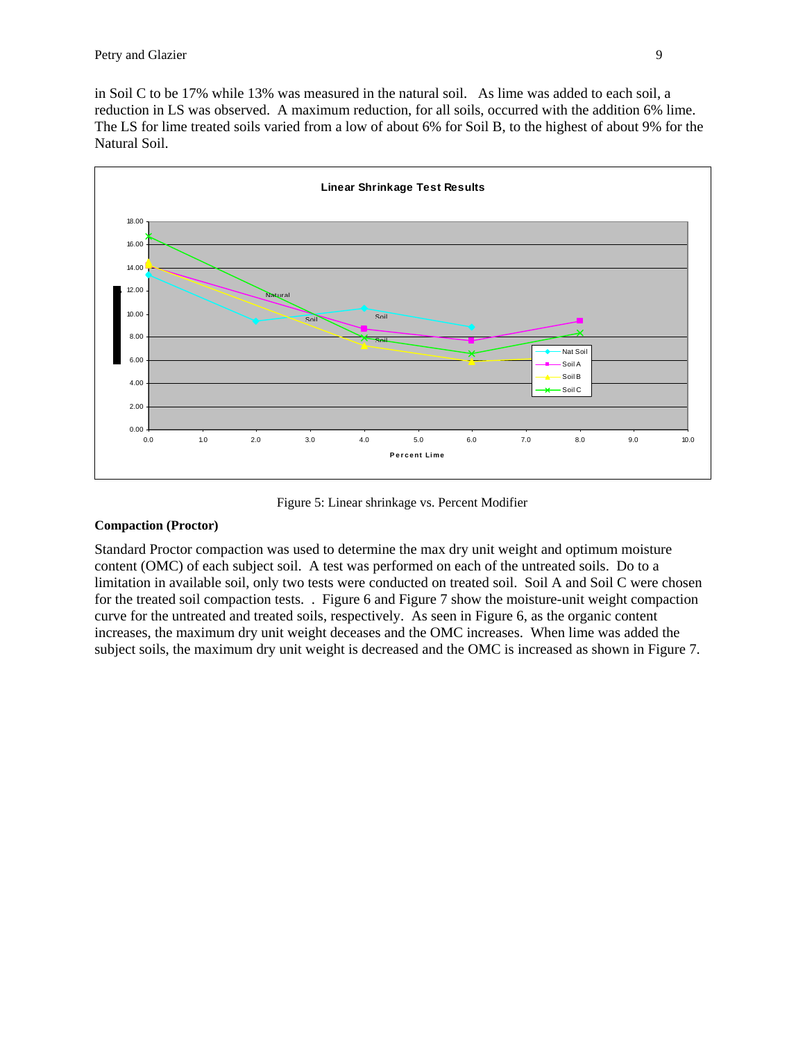in Soil C to be 17% while 13% was measured in the natural soil. As lime was added to each soil, a reduction in LS was observed. A maximum reduction, for all soils, occurred with the addition 6% lime. The LS for lime treated soils varied from a low of about 6% for Soil B, to the highest of about 9% for the Natural Soil.

Figure 5: Linear shrinkage vs. Percent Modifier

**Compaction (Proctor)**

Standard Proctor compaction was used to determine the max dry unit weight and optimum moisture content (OMC) of each subject soil. A test was performed on each of the untreated soils. Do to a limitation in available soil, only two tests were conducted on treated soil. Soil A and Soil C were chosen for the treated soil compaction tests. . Figure 6 and Figure 7 show the moisture-unit weight compaction curve for the untreated and treated soils, respectively. As seen in Figure 6, as the organic content increases, the maximum dry unit weight deceases and the OMC increases. When lime was added the subject soils, the maximum dry unit weight is decreased and the OMC is increased as shown in Figure 7.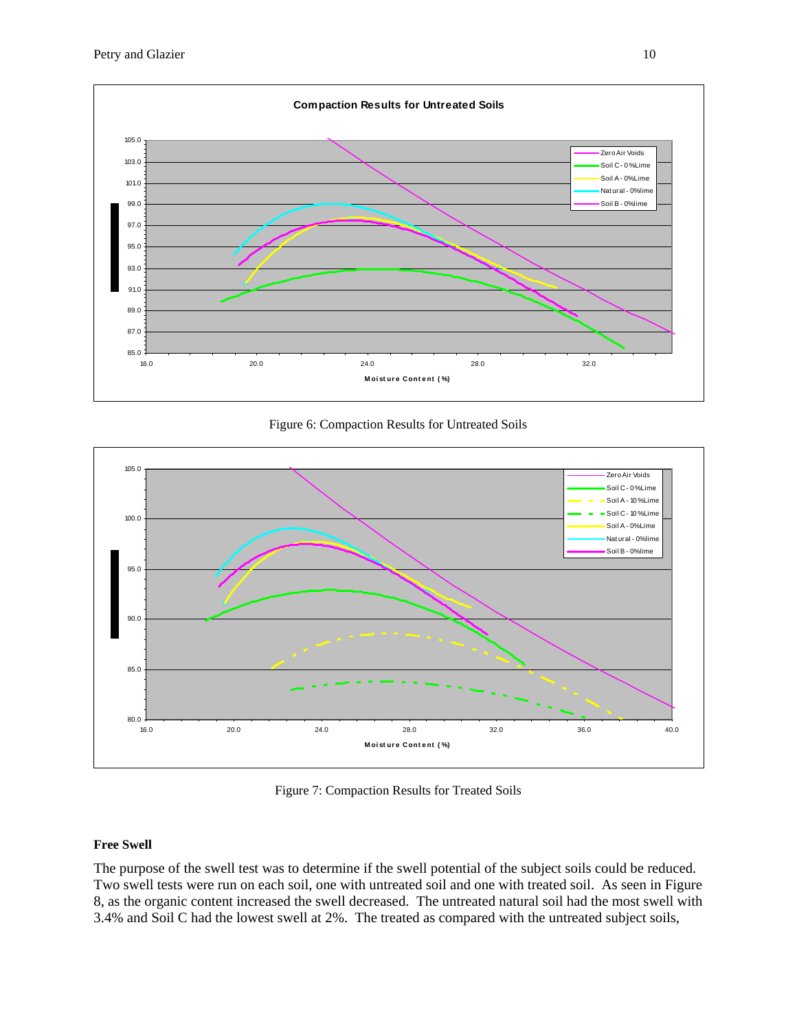Figure 6: Compaction Results for Untreated Soils

Figure 7: Compaction Results for Treated Soils

## Free Swell

The purpose of the swell test was to determine if the swell potential of the subject soils could be reduced. Two swell tests were run on each soil, one with untreated soil and one with treated soil. As seen in Figure 8, as the organic content increased the swell decreased. The untreated natural soil had the most swell with 3.4% and Soil C had the lowest swell at 2%. The treated as compared with the untreated subject soils,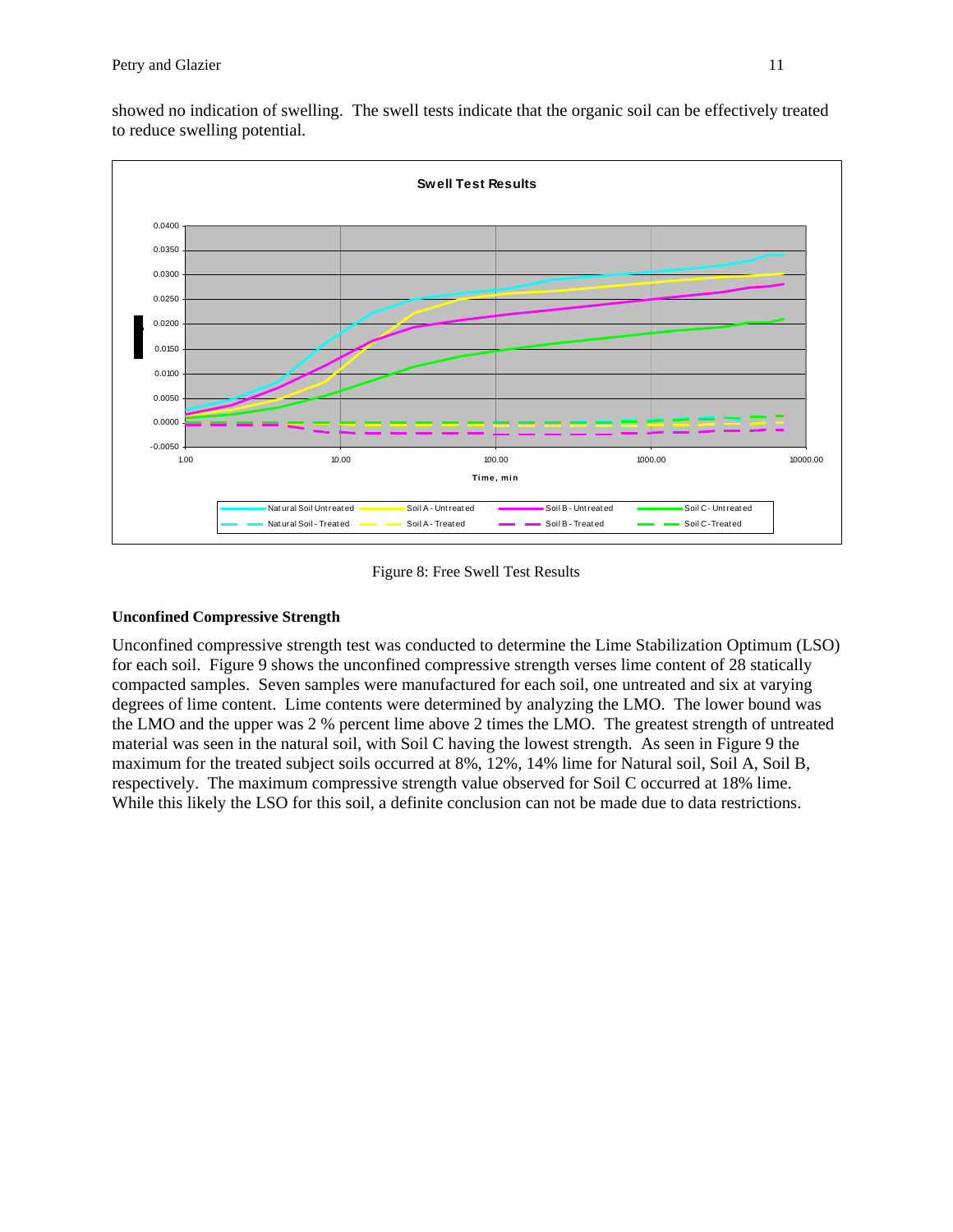showed no indication of swelling. The swell tests indicate that the organic soil can be effectively treated to reduce swelling potential.

Figure 8: Free Swell Test Results

### Unconfined Compressive Strength

Unconfined compressive strength test was conducted to determine the Lime Stabilization Optimum (LSO) for each soil. Figure 9 shows the unconfined compressive strength verses lime content of 28 statically compacted samples. Seven samples were manufactured for each soil, one untreated and six at varying degrees of lime content. Lime contents were determined by analyzing the LMO. The lower bound was the LMO and the upper was 2 % percent lime above 2 times the LMO. The greatest strength of untreated material was seen in the natural soil, with Soil C having the lowest strength. As seen in Figure 9 the maximum for the treated subject soils occurred at 8%, 12%, 14% lime for Natural soil, Soil A, Soil B, respectively. The maximum compressive strength value observed for Soil C occurred at 18% lime. While this likely the LSO for this soil, a definite conclusion can not be made due to data restrictions.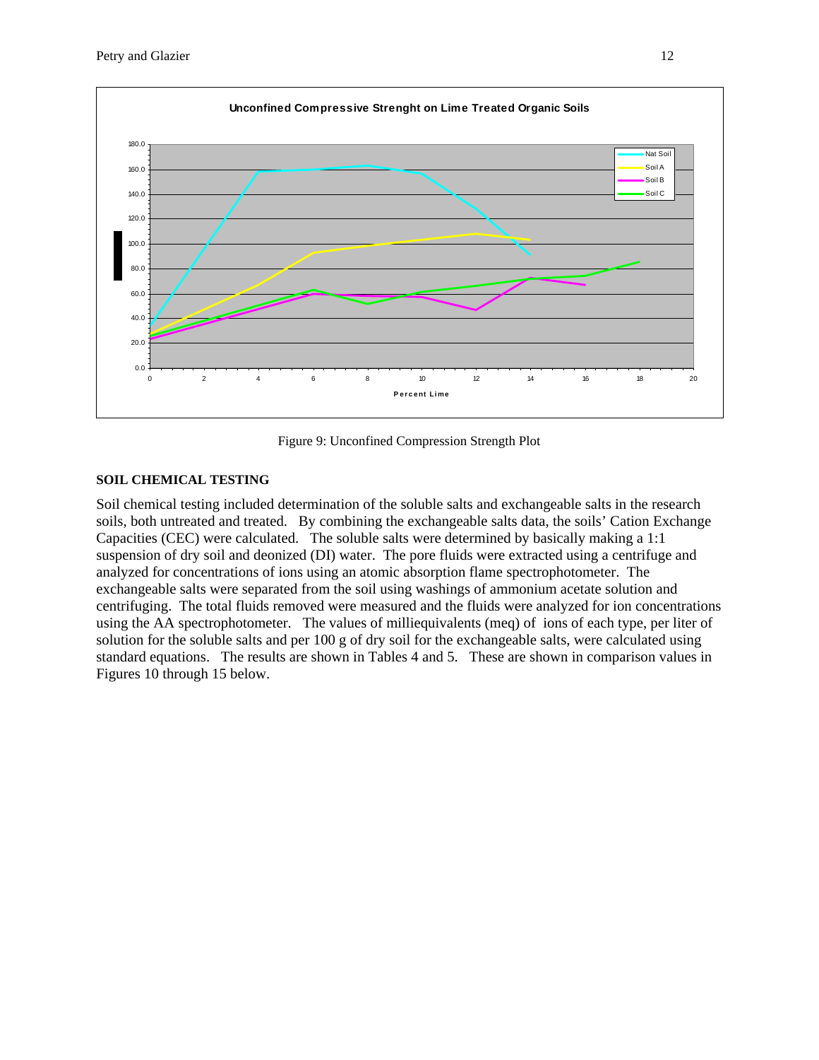Figure 9: Unconfined Compression Strength Plot

## SOIL CHEMICAL TESTING

Soil chemical testing included determination of the soluble salts and exchangeable salts in the research soils, both untreated and treated. By combining the exchangeable salts data, the soils' Cation Exchange Capacities (CEC) were calculated. The soluble salts were determined by basically making a 1:1 suspension of dry soil and deonized (DI) water. The pore fluids were extracted using a centrifuge and analyzed for concentrations of ions using an atomic absorption flame spectrophotometer. The exchangeable salts were separated from the soil using washings of ammonium acetate solution and centrifuging. The total fluids removed were measured and the fluids were analyzed for ion concentrations using the AA spectrophotometer. The values of milliequivalents (meq) of ions of each type, per liter of solution for the soluble salts and per 100 g of dry soil for the exchangeable salts, were calculated using standard equations. The results are shown in Tables 4 and 5. These are shown in comparison values in Figures 10 through 15 below.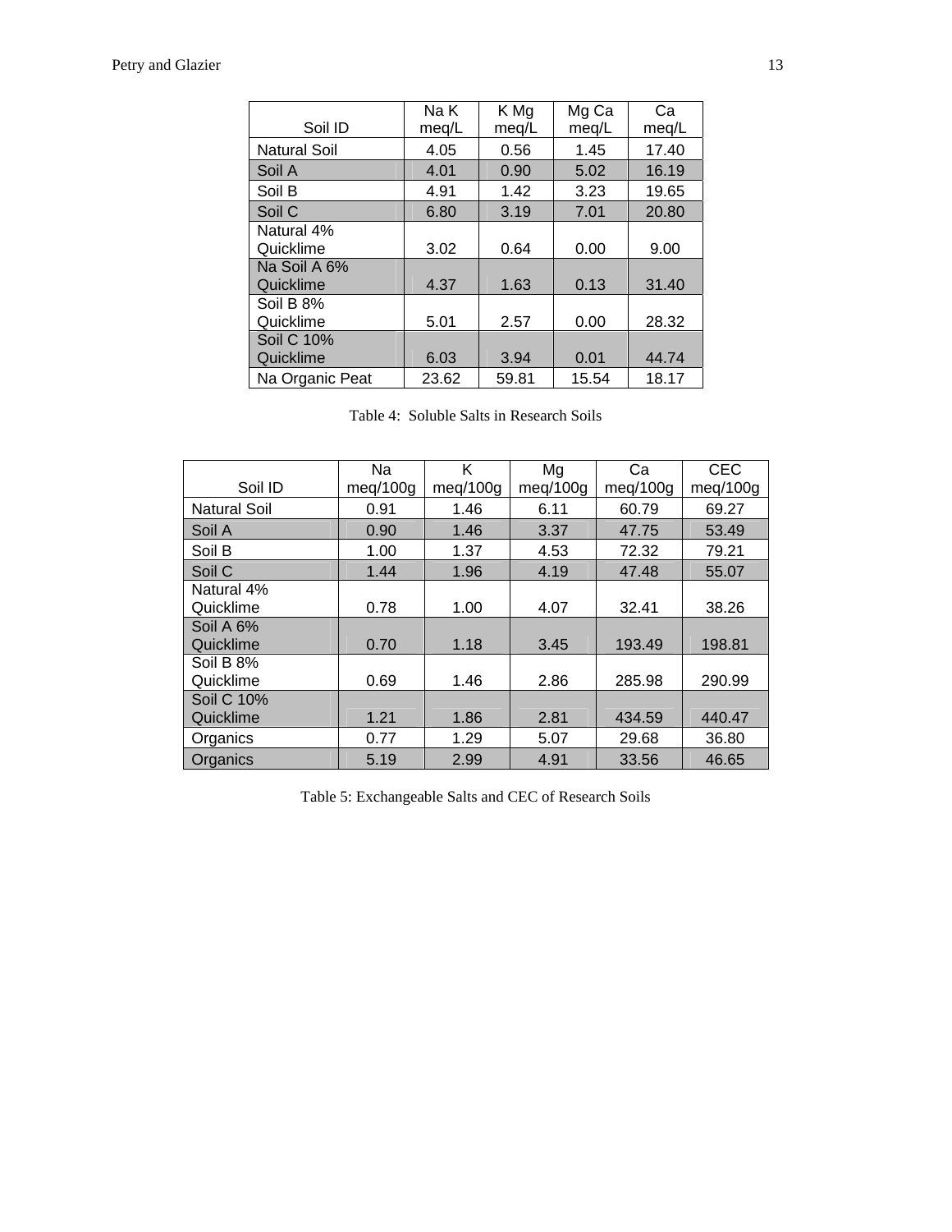| Soil ID | Na K meq/L | K Mg meq/L | Mg Ca meq/L | Ca meq/L |
|---|---|---|---|---|
| Natural Soil | 4.05 | 0.56 | 1.45 | 17.40 |
| Soil A | 4.01 | 0.90 | 5.02 | 16.19 |
| Soil B | 4.91 | 1.42 | 3.23 | 19.65 |
| Soil C | 6.80 | 3.19 | 7.01 | 20.80 |
| Natural 4% Quicklime | 3.02 | 0.64 | 0.00 | 9.00 |
| Na Soil A 6% Quicklime | 4.37 | 1.63 | 0.13 | 31.40 |
| Soil B 8% Quicklime | 5.01 | 2.57 | 0.00 | 28.32 |
| Soil C 10% Quicklime | 6.03 | 3.94 | 0.01 | 44.74 |
| Na Organic Peat | 23.62 | 59.81 | 15.54 | 18.17 |

Table 4: Soluble Salts in Research Soils

| Soil ID | Na meq/100g | K meq/100g | Mg meq/100g | Ca meq/100g | CEC meq/100g |
|---|---|---|---|---|---|
| Natural Soil | 0.91 | 1.46 | 6.11 | 60.79 | 69.27 |
| Soil A | 0.90 | 1.46 | 3.37 | 47.75 | 53.49 |
| Soil B | 1.00 | 1.37 | 4.53 | 72.32 | 79.21 |
| Soil C | 1.44 | 1.96 | 4.19 | 47.48 | 55.07 |
| Natural 4% Quicklime | 0.78 | 1.00 | 4.07 | 32.41 | 38.26 |
| Soil A 6% Quicklime | 0.70 | 1.18 | 3.45 | 193.49 | 198.81 |
| Soil B 8% Quicklime | 0.69 | 1.46 | 2.86 | 285.98 | 290.99 |
| Soil C 10% Quicklime | 1.21 | 1.86 | 2.81 | 434.59 | 440.47 |
| Organics | 0.77 | 1.29 | 5.07 | 29.68 | 36.80 |
| Organics | 5.19 | 2.99 | 4.91 | 33.56 | 46.65 |

Table 5: Exchangeable Salts and CEC of Research Soils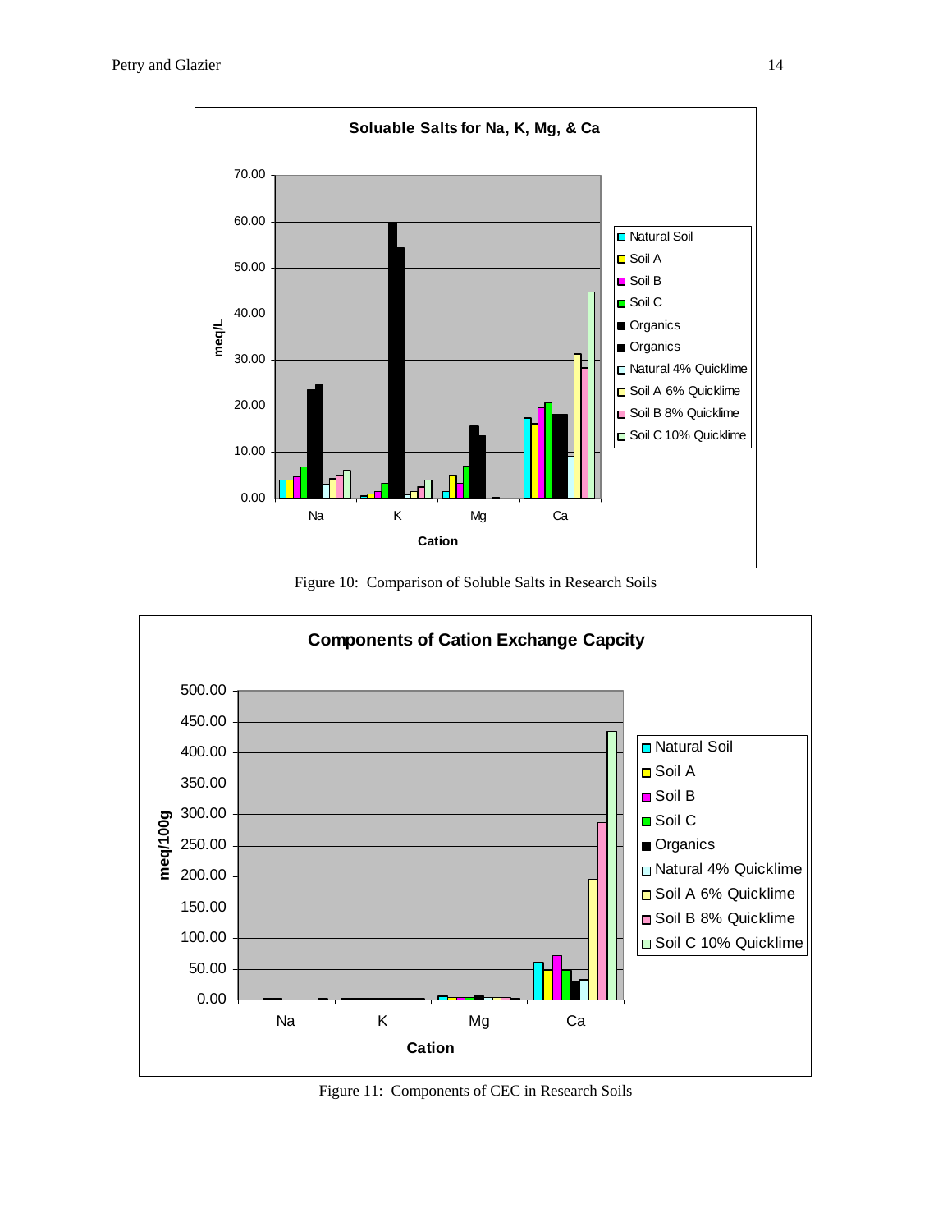**Soluable Salts for Na, K, Mg, & Ca**

Figure 10: Comparison of Soluble Salts in Research Soils

**Components of Cation Exchange Capcity**

Figure 11: Components of CEC in Research Soils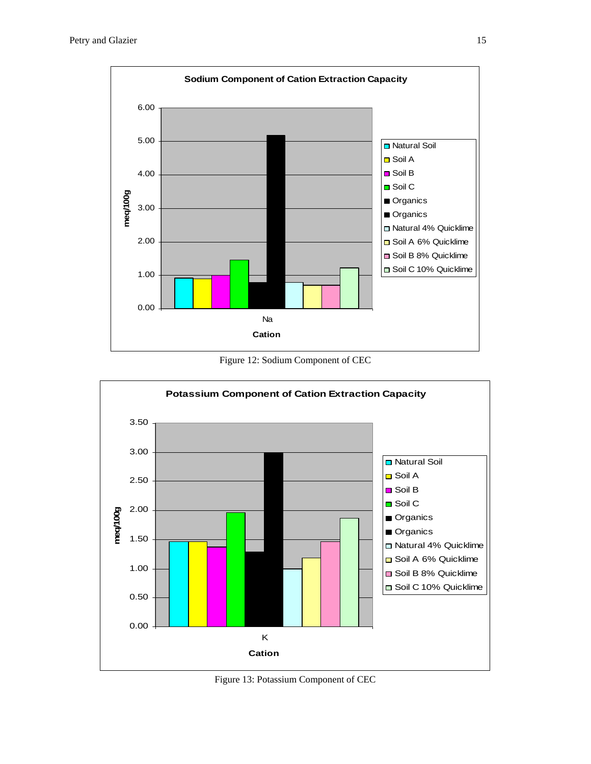Figure 12: Sodium Component of CEC

Figure 13: Potassium Component of CEC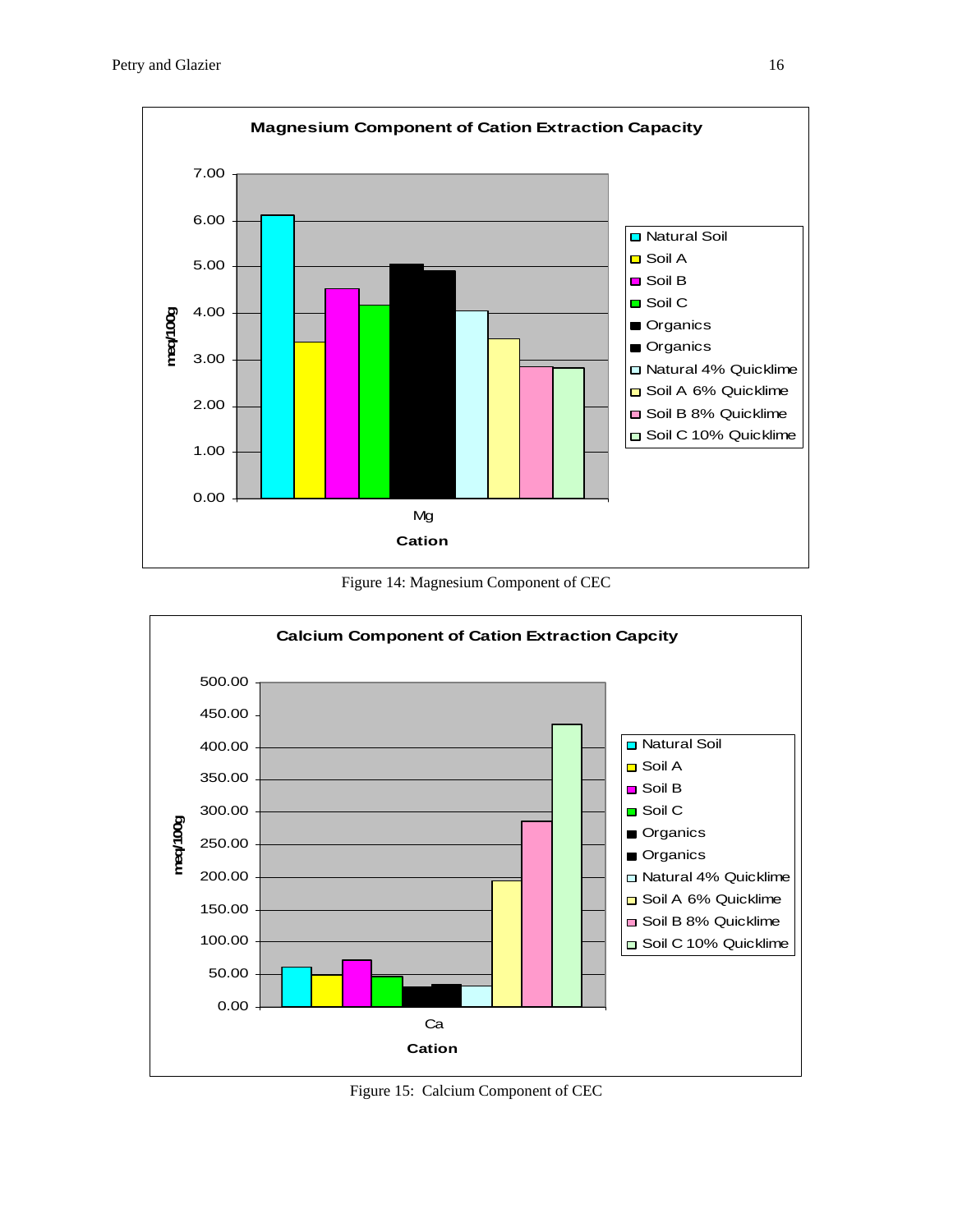Figure 14: Magnesium Component of CEC

Figure 15: Calcium Component of CEC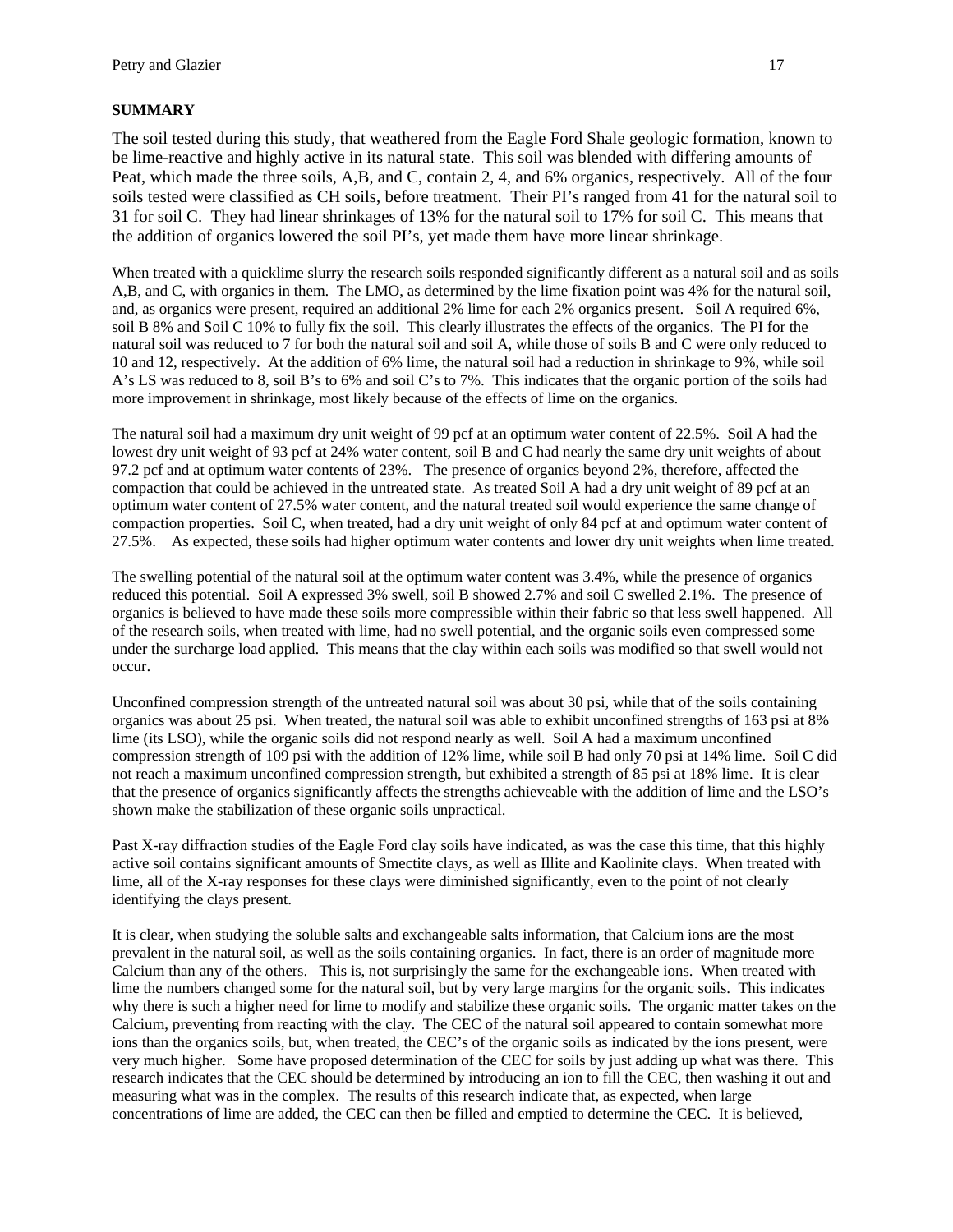## SUMMARY

The soil tested during this study, that weathered from the Eagle Ford Shale geologic formation, known to be lime-reactive and highly active in its natural state. This soil was blended with differing amounts of Peat, which made the three soils, A,B, and C, contain 2, 4, and 6% organics, respectively. All of the four soils tested were classified as CH soils, before treatment. Their PI's ranged from 41 for the natural soil to 31 for soil C. They had linear shrinkages of 13% for the natural soil to 17% for soil C. This means that the addition of organics lowered the soil PI's, yet made them have more linear shrinkage.

When treated with a quicklime slurry the research soils responded significantly different as a natural soil and as soils A,B, and C, with organics in them. The LMO, as determined by the lime fixation point was 4% for the natural soil, and, as organics were present, required an additional 2% lime for each 2% organics present. Soil A required 6%, soil B 8% and Soil C 10% to fully fix the soil. This clearly illustrates the effects of the organics. The PI for the natural soil was reduced to 7 for both the natural soil and soil A, while those of soils B and C were only reduced to 10 and 12, respectively. At the addition of 6% lime, the natural soil had a reduction in shrinkage to 9%, while soil A's LS was reduced to 8, soil B's to 6% and soil C's to 7%. This indicates that the organic portion of the soils had more improvement in shrinkage, most likely because of the effects of lime on the organics.

The natural soil had a maximum dry unit weight of 99 pcf at an optimum water content of 22.5%. Soil A had the lowest dry unit weight of 93 pcf at 24% water content, soil B and C had nearly the same dry unit weights of about 97.2 pcf and at optimum water contents of 23%. The presence of organics beyond 2%, therefore, affected the compaction that could be achieved in the untreated state. As treated Soil A had a dry unit weight of 89 pcf at an optimum water content of 27.5% water content, and the natural treated soil would experience the same change of compaction properties. Soil C, when treated, had a dry unit weight of only 84 pcf at and optimum water content of 27.5%. As expected, these soils had higher optimum water contents and lower dry unit weights when lime treated.

The swelling potential of the natural soil at the optimum water content was 3.4%, while the presence of organics reduced this potential. Soil A expressed 3% swell, soil B showed 2.7% and soil C swelled 2.1%. The presence of organics is believed to have made these soils more compressible within their fabric so that less swell happened. All of the research soils, when treated with lime, had no swell potential, and the organic soils even compressed some under the surcharge load applied. This means that the clay within each soils was modified so that swell would not occur.

Unconfined compression strength of the untreated natural soil was about 30 psi, while that of the soils containing organics was about 25 psi. When treated, the natural soil was able to exhibit unconfined strengths of 163 psi at 8% lime (its LSO), while the organic soils did not respond nearly as well. Soil A had a maximum unconfined compression strength of 109 psi with the addition of 12% lime, while soil B had only 70 psi at 14% lime. Soil C did not reach a maximum unconfined compression strength, but exhibited a strength of 85 psi at 18% lime. It is clear that the presence of organics significantly affects the strengths achieveable with the addition of lime and the LSO's shown make the stabilization of these organic soils unpractical.

Past X-ray diffraction studies of the Eagle Ford clay soils have indicated, as was the case this time, that this highly active soil contains significant amounts of Smectite clays, as well as Illite and Kaolinite clays. When treated with lime, all of the X-ray responses for these clays were diminished significantly, even to the point of not clearly identifying the clays present.

It is clear, when studying the soluble salts and exchangeable salts information, that Calcium ions are the most prevalent in the natural soil, as well as the soils containing organics. In fact, there is an order of magnitude more Calcium than any of the others. This is, not surprisingly the same for the exchangeable ions. When treated with lime the numbers changed some for the natural soil, but by very large margins for the organic soils. This indicates why there is such a higher need for lime to modify and stabilize these organic soils. The organic matter takes on the Calcium, preventing from reacting with the clay. The CEC of the natural soil appeared to contain somewhat more ions than the organics soils, but, when treated, the CEC's of the organic soils as indicated by the ions present, were very much higher. Some have proposed determination of the CEC for soils by just adding up what was there. This research indicates that the CEC should be determined by introducing an ion to fill the CEC, then washing it out and measuring what was in the complex. The results of this research indicate that, as expected, when large concentrations of lime are added, the CEC can then be filled and emptied to determine the CEC. It is believed,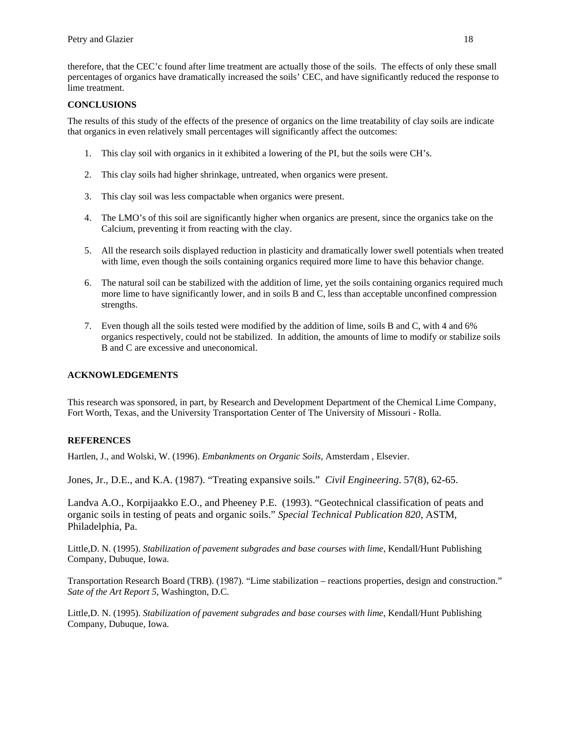therefore, that the CEC'c found after lime treatment are actually those of the soils. The effects of only these small percentages of organics have dramatically increased the soils' CEC, and have significantly reduced the response to lime treatment.

## CONCLUSIONS

The results of this study of the effects of the presence of organics on the lime treatability of clay soils are indicate that organics in even relatively small percentages will significantly affect the outcomes:

1. This clay soil with organics in it exhibited a lowering of the PI, but the soils were CH's.

2. This clay soils had higher shrinkage, untreated, when organics were present.

3. This clay soil was less compactable when organics were present.

4. The LMO's of this soil are significantly higher when organics are present, since the organics take on the Calcium, preventing it from reacting with the clay.

5. All the research soils displayed reduction in plasticity and dramatically lower swell potentials when treated with lime, even though the soils containing organics required more lime to have this behavior change.

6. The natural soil can be stabilized with the addition of lime, yet the soils containing organics required much more lime to have significantly lower, and in soils B and C, less than acceptable unconfined compression strengths.

7. Even though all the soils tested were modified by the addition of lime, soils B and C, with 4 and 6% organics respectively, could not be stabilized. In addition, the amounts of lime to modify or stabilize soils B and C are excessive and uneconomical.

## ACKNOWLEDGEMENTS

This research was sponsored, in part, by Research and Development Department of the Chemical Lime Company, Fort Worth, Texas, and the University Transportation Center of The University of Missouri - Rolla.

## REFERENCES

Hartlen, J., and Wolski, W. (1996). *Embankments on Organic Soils*, Amsterdam , Elsevier.

Jones, Jr., D.E., and K.A. (1987). "Treating expansive soils." *Civil Engineering*. 57(8), 62-65.

Landva A.O., Korpijaakko E.O., and Pheeney P.E. (1993). "Geotechnical classification of peats and organic soils in testing of peats and organic soils." *Special Technical Publication 820*, ASTM, Philadelphia, Pa.

Little,D. N. (1995). *Stabilization of pavement subgrades and base courses with lime*, Kendall/Hunt Publishing Company, Dubuque, Iowa.

Transportation Research Board (TRB). (1987). "Lime stabilization – reactions properties, design and construction." *Sate of the Art Report 5*, Washington, D.C.

Little,D. N. (1995). *Stabilization of pavement subgrades and base courses with lime*, Kendall/Hunt Publishing Company, Dubuque, Iowa.